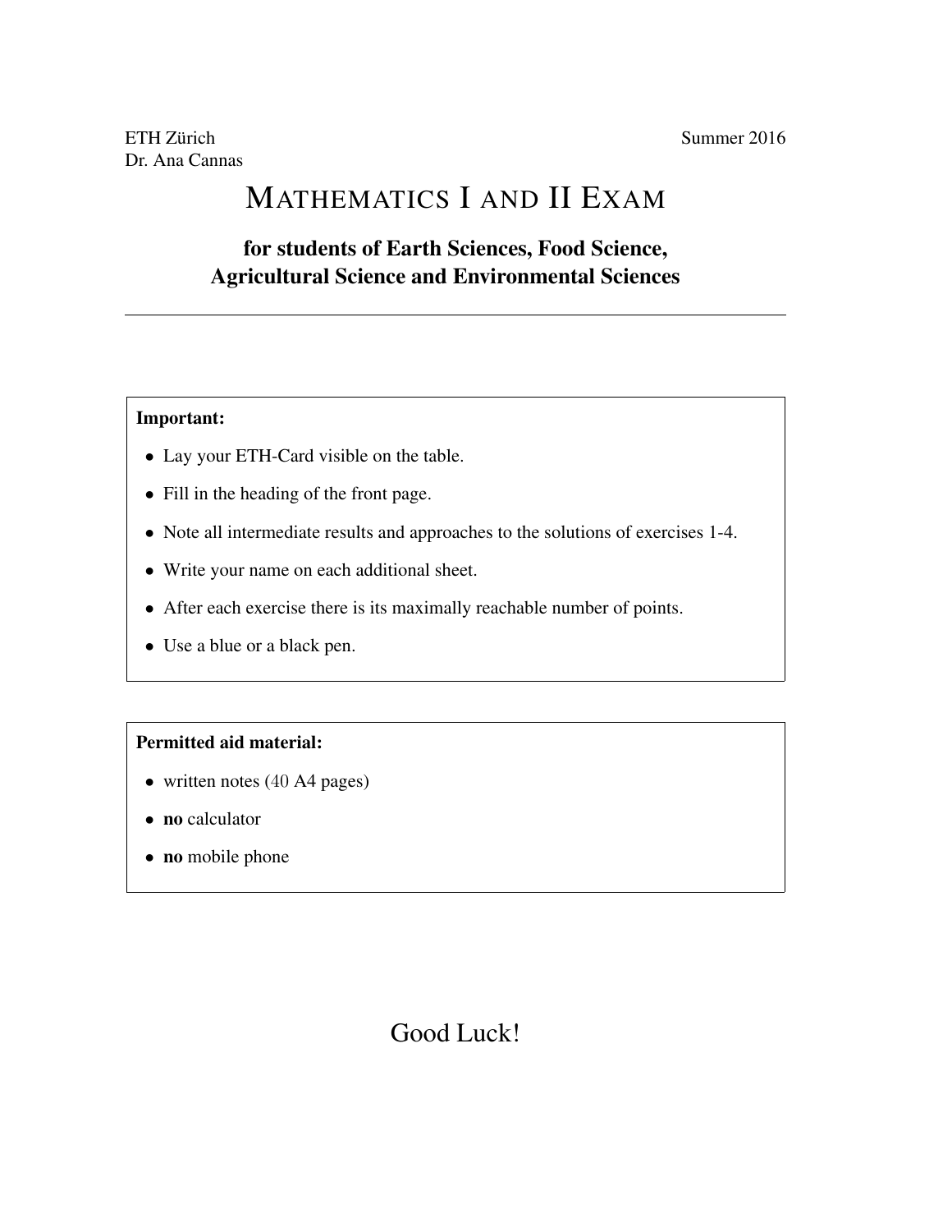ETH Zürich
Dr. Ana Cannas

Summer 2016

# MATHEMATICS I AND II EXAM

## for students of Earth Sciences, Food Science, Agricultural Science and Environmental Sciences

---

**Important:**

- Lay your ETH-Card visible on the table.
- Fill in the heading of the front page.
- Note all intermediate results and approaches to the solutions of exercises 1-4.
- Write your name on each additional sheet.
- After each exercise there is its maximally reachable number of points.
- Use a blue or a black pen.

**Permitted aid material:**

- written notes (40 A4 pages)
- **no** calculator
- **no** mobile phone

Good Luck!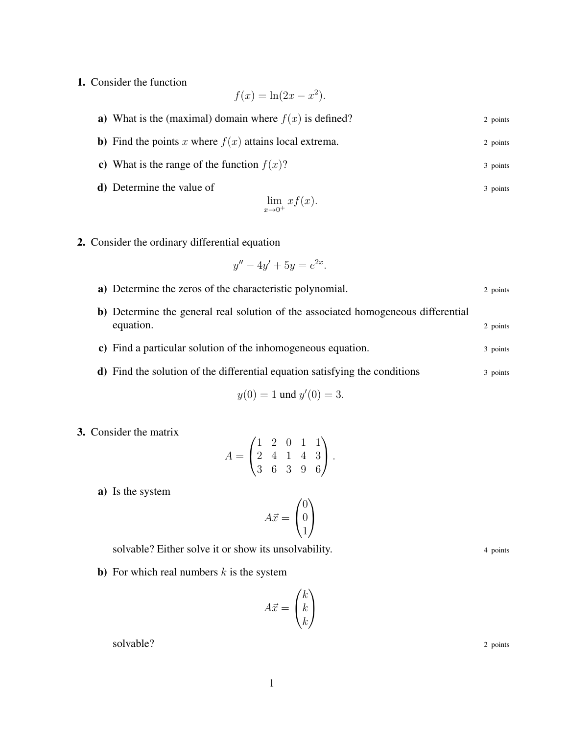**1.** Consider the function

$$f(x) = \ln(2x - x^2).$$

**a)** What is the (maximal) domain where $f(x)$ is defined? — 2 points

**b)** Find the points $x$ where $f(x)$ attains local extrema. — 2 points

**c)** What is the range of the function $f(x)$? — 3 points

**d)** Determine the value of — 3 points

$$\lim_{x \to 0^+} x f(x).$$

**2.** Consider the ordinary differential equation

$$y'' - 4y' + 5y = e^{2x}.$$

**a)** Determine the zeros of the characteristic polynomial. — 2 points

**b)** Determine the general real solution of the associated homogeneous differential equation. — 2 points

**c)** Find a particular solution of the inhomogeneous equation. — 3 points

**d)** Find the solution of the differential equation satisfying the conditions — 3 points

$$y(0) = 1 \text{ und } y'(0) = 3.$$

**3.** Consider the matrix

$$A = \begin{pmatrix} 1 & 2 & 0 & 1 & 1 \\ 2 & 4 & 1 & 4 & 3 \\ 3 & 6 & 3 & 9 & 6 \end{pmatrix}.$$

**a)** Is the system

$$A\vec{x} = \begin{pmatrix} 0 \\ 0 \\ 1 \end{pmatrix}$$

solvable? Either solve it or show its unsolvability. — 4 points

**b)** For which real numbers $k$ is the system

$$A\vec{x} = \begin{pmatrix} k \\ k \\ k \end{pmatrix}$$

solvable? — 2 points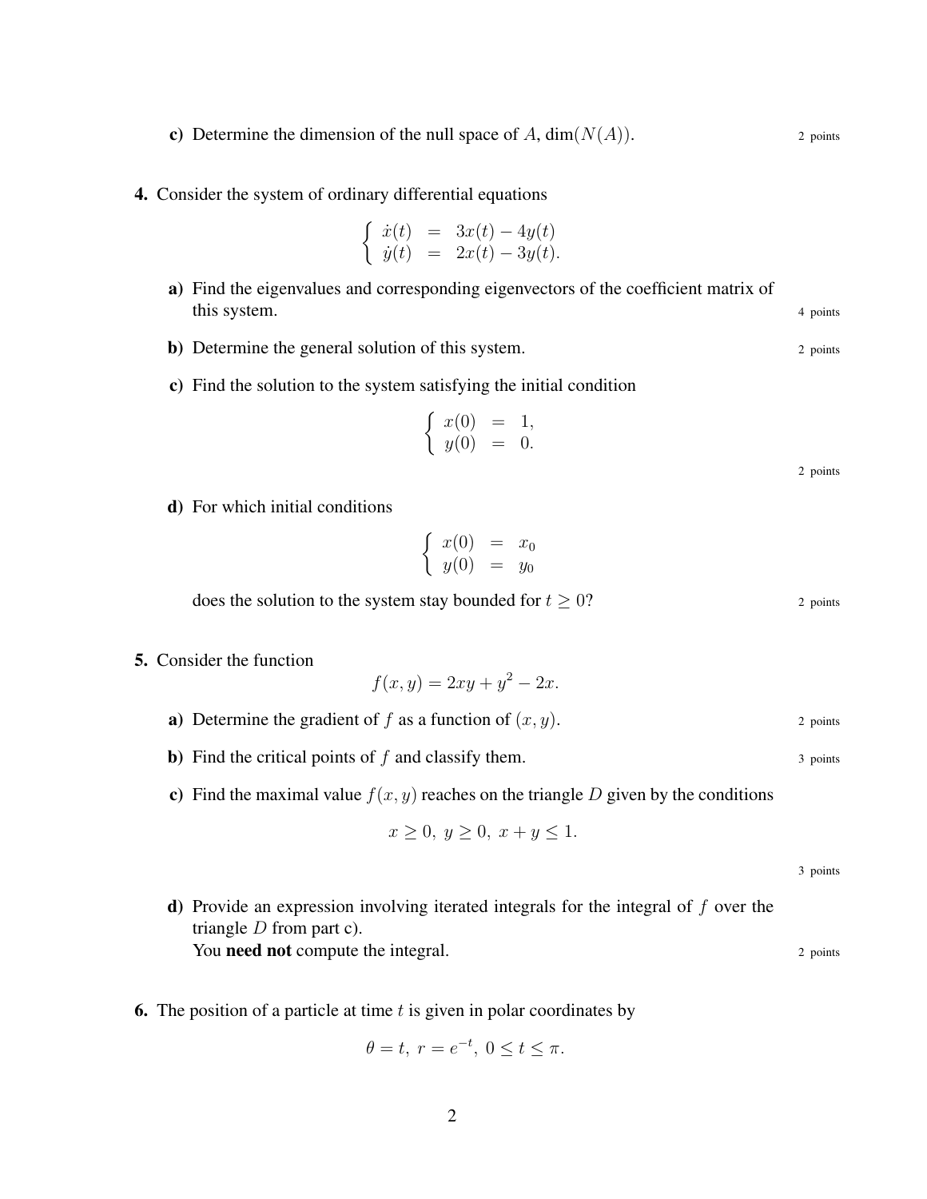**c)** Determine the dimension of the null space of $A$, $\dim(N(A))$. 2 points

**4.** Consider the system of ordinary differential equations

$$\begin{cases} \dot{x}(t) &= 3x(t) - 4y(t) \\ \dot{y}(t) &= 2x(t) - 3y(t). \end{cases}$$

**a)** Find the eigenvalues and corresponding eigenvectors of the coefficient matrix of this system. 4 points

**b)** Determine the general solution of this system. 2 points

**c)** Find the solution to the system satisfying the initial condition

$$\begin{cases} x(0) &= 1, \\ y(0) &= 0. \end{cases}$$

2 points

**d)** For which initial conditions

$$\begin{cases} x(0) &= x_0 \\ y(0) &= y_0 \end{cases}$$

does the solution to the system stay bounded for $t \geq 0$? 2 points

**5.** Consider the function

$$f(x, y) = 2xy + y^2 - 2x.$$

**a)** Determine the gradient of $f$ as a function of $(x, y)$. 2 points

**b)** Find the critical points of $f$ and classify them. 3 points

**c)** Find the maximal value $f(x, y)$ reaches on the triangle $D$ given by the conditions

$$x \geq 0,\ y \geq 0,\ x + y \leq 1.$$

3 points

**d)** Provide an expression involving iterated integrals for the integral of $f$ over the triangle $D$ from part c).
You **need not** compute the integral. 2 points

**6.** The position of a particle at time $t$ is given in polar coordinates by

$$\theta = t,\ r = e^{-t},\ 0 \leq t \leq \pi.$$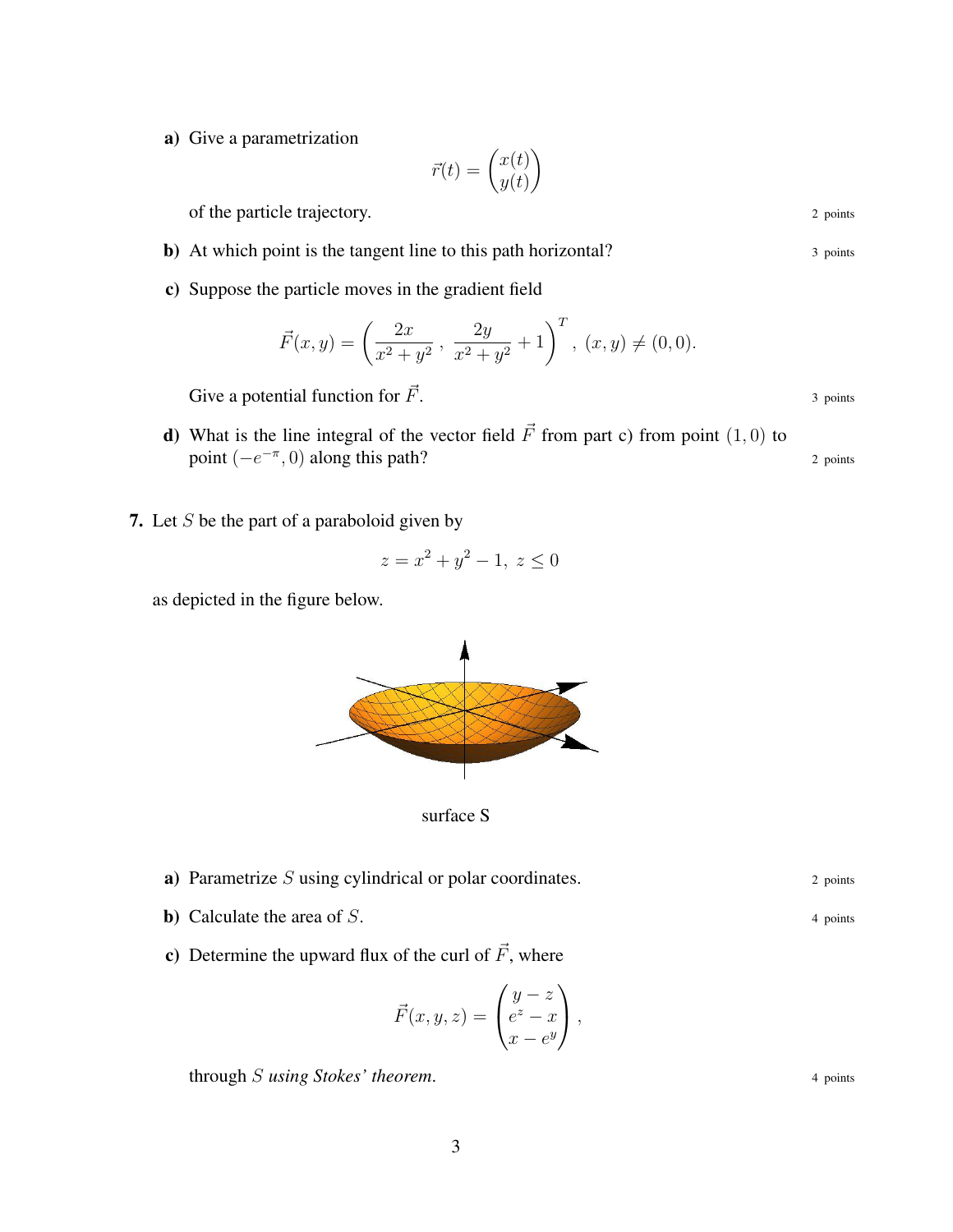**a)** Give a parametrization

$$\vec{r}(t) = \begin{pmatrix} x(t) \\ y(t) \end{pmatrix}$$

of the particle trajectory. 2 points

**b)** At which point is the tangent line to this path horizontal? 3 points

**c)** Suppose the particle moves in the gradient field

$$\vec{F}(x,y) = \left( \frac{2x}{x^2+y^2} \; , \; \frac{2y}{x^2+y^2} + 1 \right)^T, \; (x,y) \neq (0,0).$$

Give a potential function for $\vec{F}$. 3 points

**d)** What is the line integral of the vector field $\vec{F}$ from part c) from point $(1,0)$ to point $(-e^{-\pi}, 0)$ along this path? 2 points

**7.** Let $S$ be the part of a paraboloid given by

$$z = x^2 + y^2 - 1, \; z \leq 0$$

as depicted in the figure below.

surface S

**a)** Parametrize $S$ using cylindrical or polar coordinates. 2 points

**b)** Calculate the area of $S$. 4 points

**c)** Determine the upward flux of the curl of $\vec{F}$, where

$$\vec{F}(x,y,z) = \begin{pmatrix} y - z \\ e^z - x \\ x - e^y \end{pmatrix},$$

through $S$ *using Stokes' theorem.* 4 points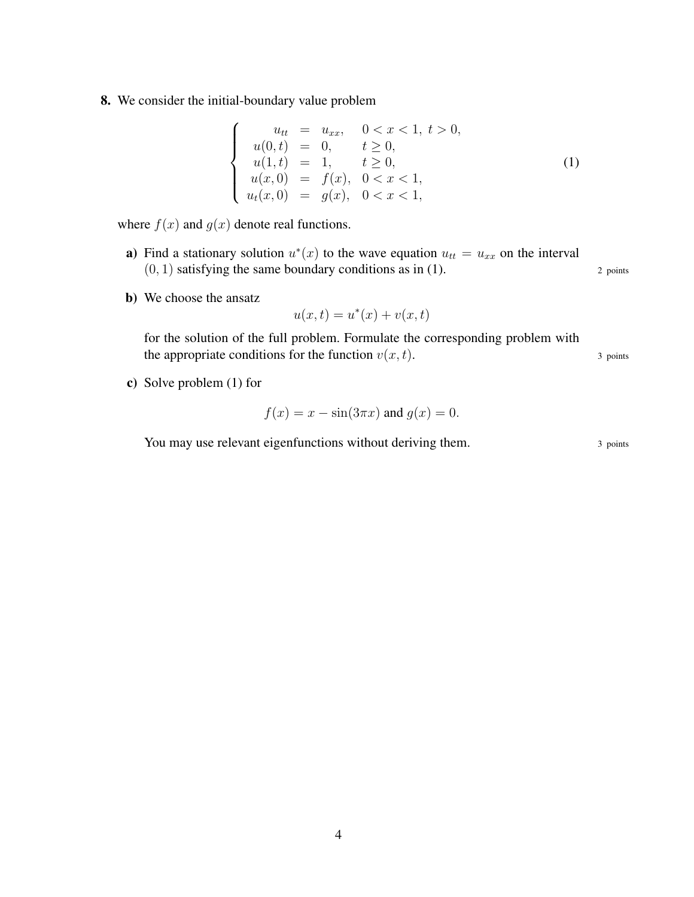**8.** We consider the initial-boundary value problem

$$
\left\{
\begin{array}{rcll}
u_{tt} & = & u_{xx}, & 0 < x < 1,\ t > 0, \\
u(0,t) & = & 0, & t \geq 0, \\
u(1,t) & = & 1, & t \geq 0, \\
u(x,0) & = & f(x), & 0 < x < 1, \\
u_t(x,0) & = & g(x), & 0 < x < 1,
\end{array}
\right.
\tag{1}
$$

where $f(x)$ and $g(x)$ denote real functions.

**a)** Find a stationary solution $u^*(x)$ to the wave equation $u_{tt} = u_{xx}$ on the interval $(0,1)$ satisfying the same boundary conditions as in (1). 2 points

**b)** We choose the ansatz

$$u(x,t) = u^*(x) + v(x,t)$$

for the solution of the full problem. Formulate the corresponding problem with the appropriate conditions for the function $v(x,t)$. 3 points

**c)** Solve problem (1) for

$$f(x) = x - \sin(3\pi x) \text{ and } g(x) = 0.$$

You may use relevant eigenfunctions without deriving them. 3 points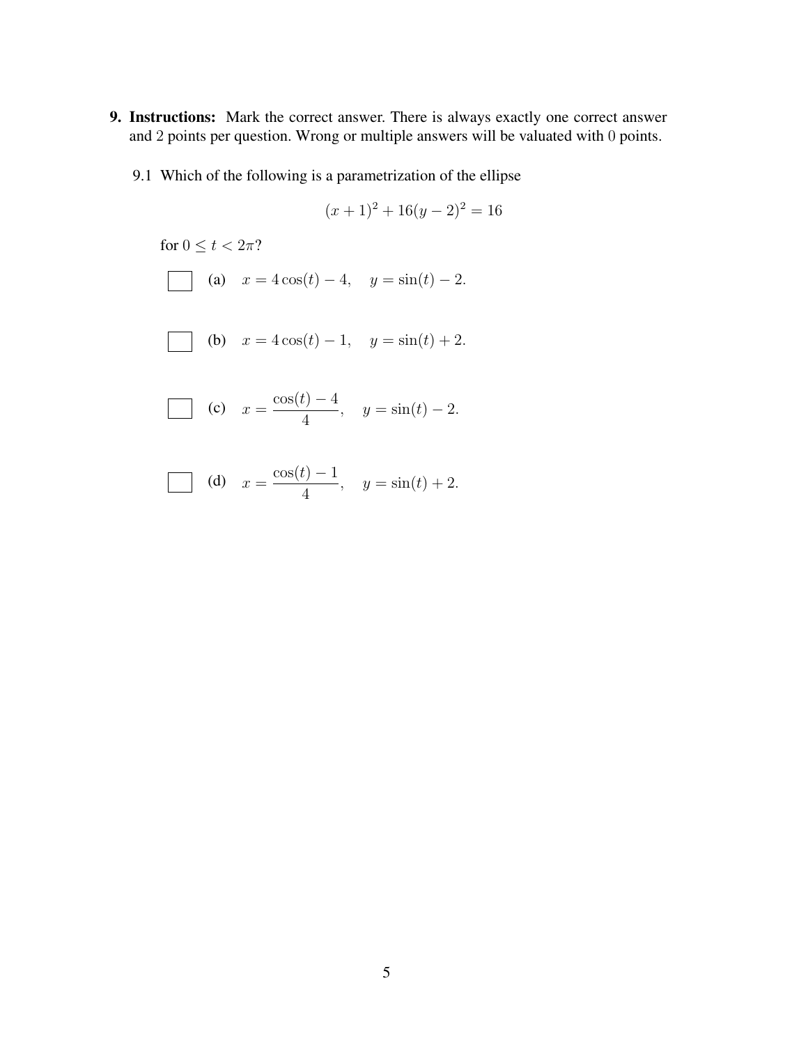**9. Instructions:** Mark the correct answer. There is always exactly one correct answer and 2 points per question. Wrong or multiple answers will be valuated with 0 points.

9.1 Which of the following is a parametrization of the ellipse

$$(x+1)^2 + 16(y-2)^2 = 16$$

for $0 \leq t < 2\pi$?

- ☐ (a) $x = 4\cos(t) - 4, \quad y = \sin(t) - 2.$

- ☐ (b) $x = 4\cos(t) - 1, \quad y = \sin(t) + 2.$

- ☐ (c) $x = \dfrac{\cos(t) - 4}{4}, \quad y = \sin(t) - 2.$

- ☐ (d) $x = \dfrac{\cos(t) - 1}{4}, \quad y = \sin(t) + 2.$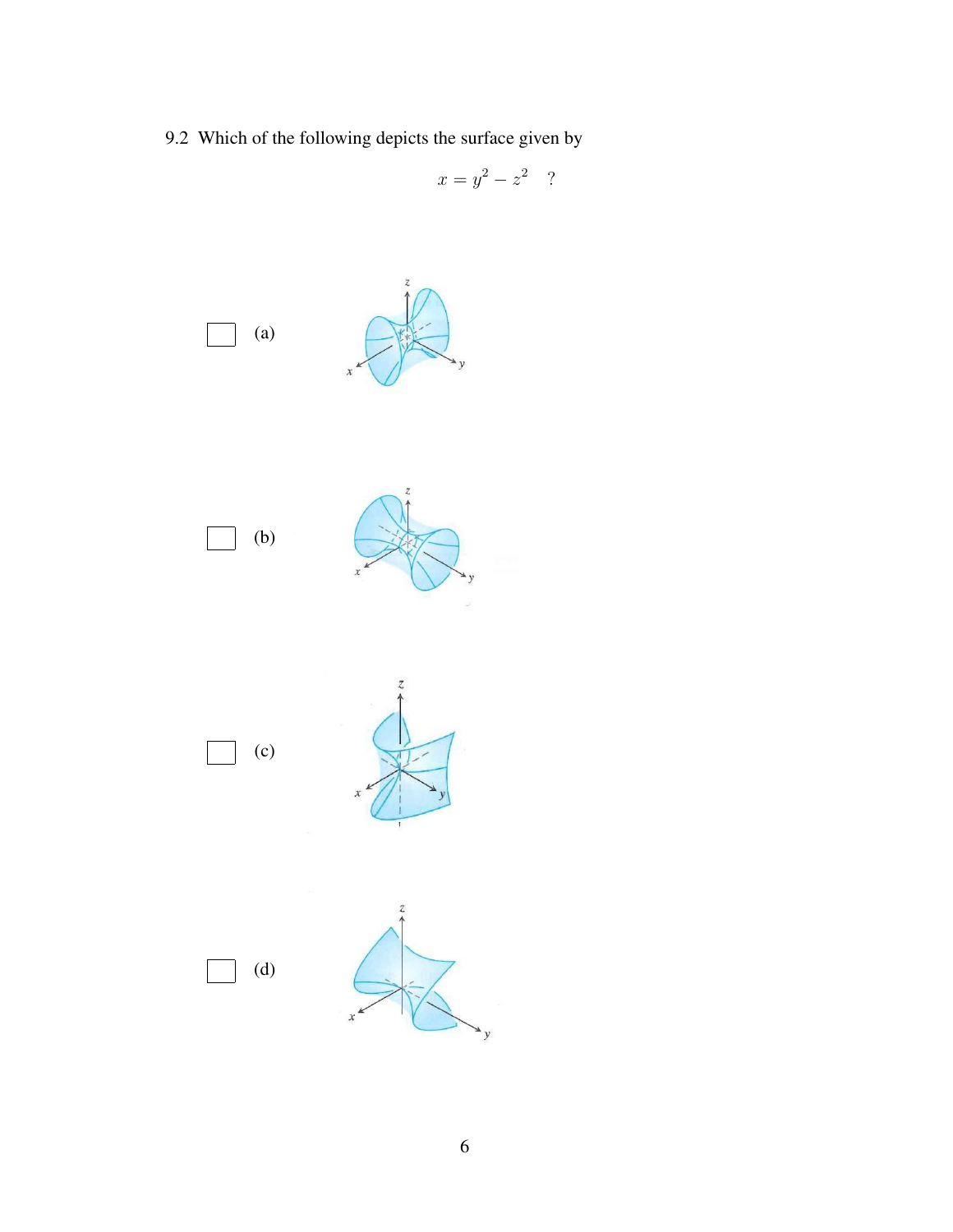9.2 Which of the following depicts the surface given by

$$x = y^2 - z^2 \quad ?$$

☐ (a)

☐ (b)

☐ (c)

☐ (d)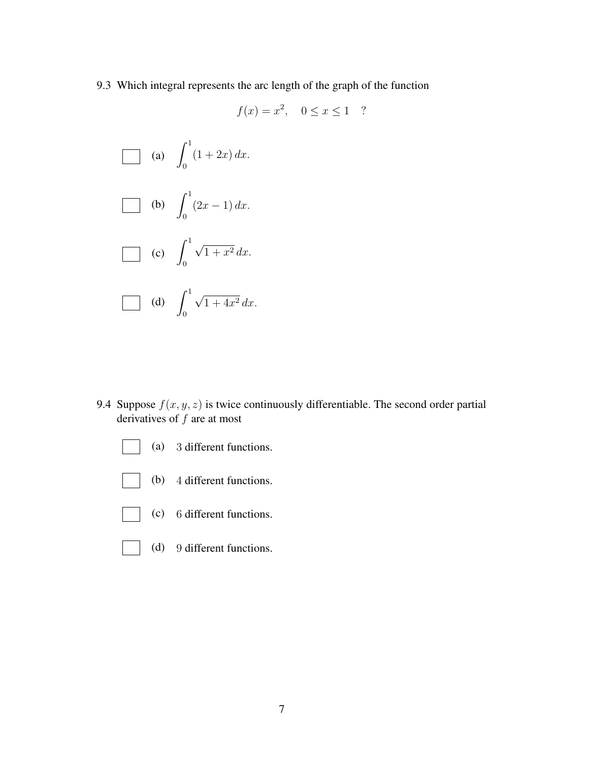9.3 Which integral represents the arc length of the graph of the function

$$f(x) = x^2, \quad 0 \leq x \leq 1 \quad ?$$

- ☐ (a) $\displaystyle\int_0^1 (1 + 2x)\, dx.$

- ☐ (b) $\displaystyle\int_0^1 (2x - 1)\, dx.$

- ☐ (c) $\displaystyle\int_0^1 \sqrt{1 + x^2}\, dx.$

- ☐ (d) $\displaystyle\int_0^1 \sqrt{1 + 4x^2}\, dx.$

9.4 Suppose $f(x, y, z)$ is twice continuously differentiable. The second order partial derivatives of $f$ are at most

- ☐ (a) $3$ different functions.

- ☐ (b) $4$ different functions.

- ☐ (c) $6$ different functions.

- ☐ (d) $9$ different functions.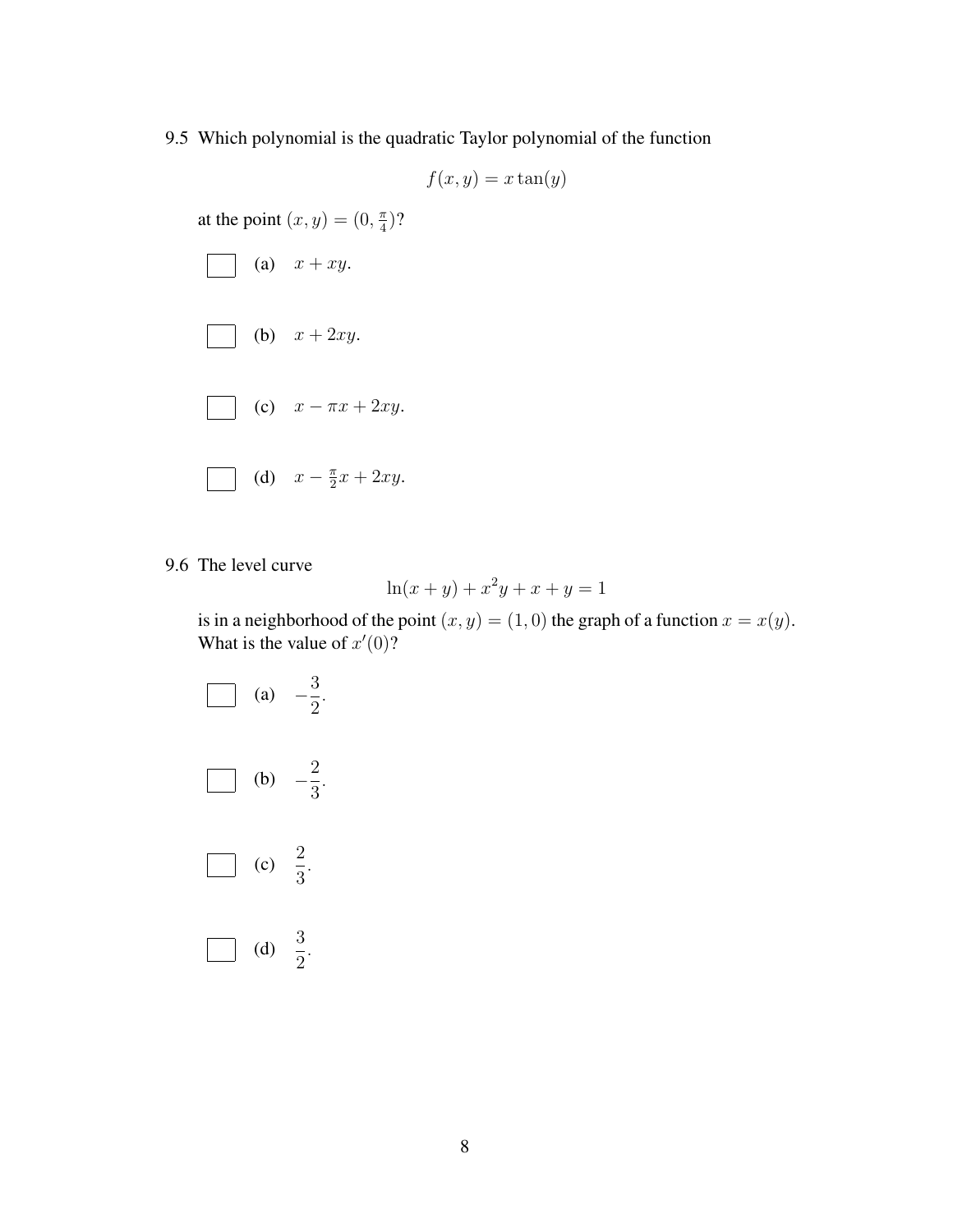9.5 Which polynomial is the quadratic Taylor polynomial of the function

$$f(x, y) = x \tan(y)$$

at the point $(x, y) = (0, \frac{\pi}{4})$?

☐ (a) $x + xy$.

☐ (b) $x + 2xy$.

☐ (c) $x - \pi x + 2xy$.

☐ (d) $x - \frac{\pi}{2}x + 2xy$.

9.6 The level curve

$$\ln(x + y) + x^2 y + x + y = 1$$

is in a neighborhood of the point $(x, y) = (1, 0)$ the graph of a function $x = x(y)$. What is the value of $x'(0)$?

☐ (a) $-\dfrac{3}{2}$.

☐ (b) $-\dfrac{2}{3}$.

☐ (c) $\dfrac{2}{3}$.

☐ (d) $\dfrac{3}{2}$.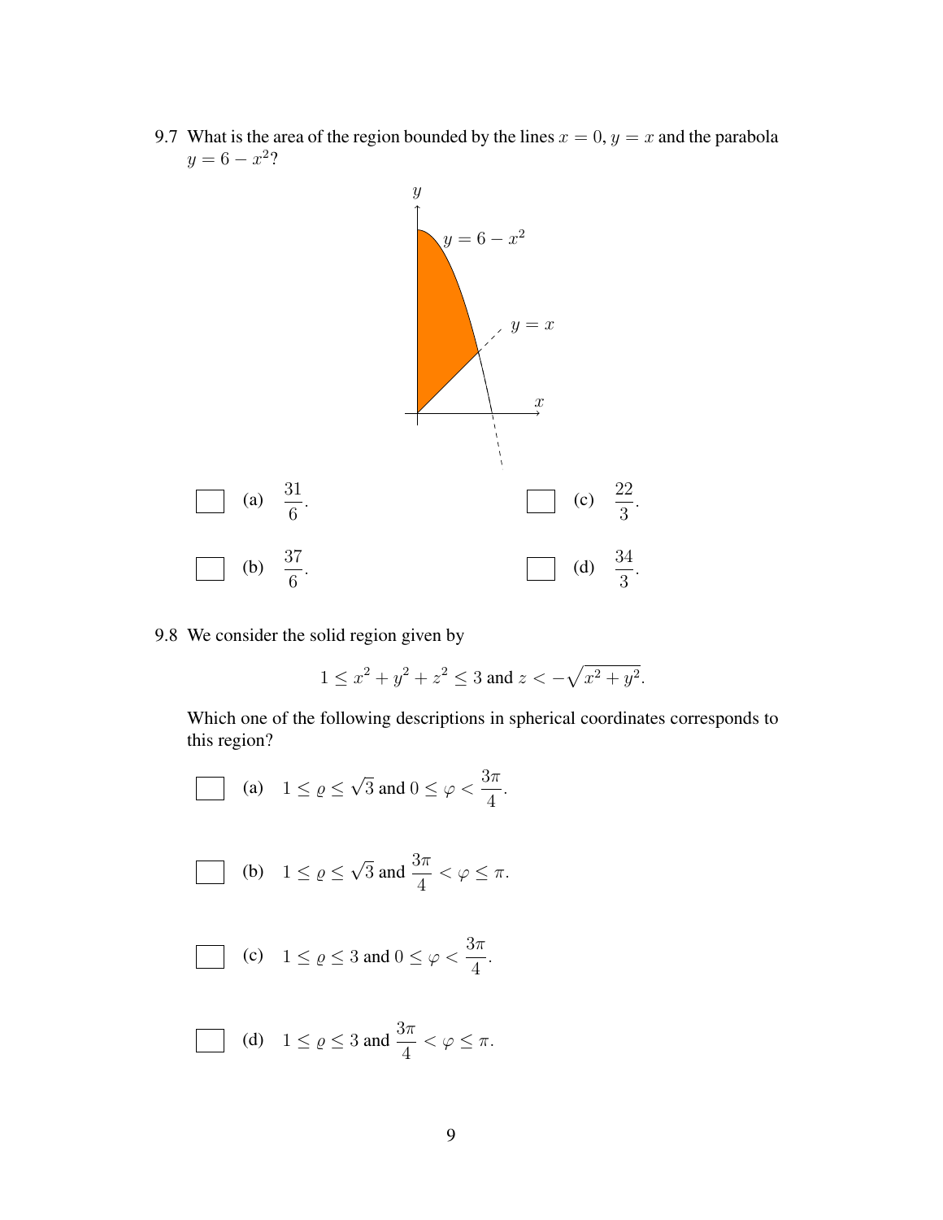9.7 What is the area of the region bounded by the lines $x = 0$, $y = x$ and the parabola $y = 6 - x^2$?

- (a) $\dfrac{31}{6}$.
- (b) $\dfrac{37}{6}$.
- (c) $\dfrac{22}{3}$.
- (d) $\dfrac{34}{3}$.

9.8 We consider the solid region given by

$$1 \leq x^2 + y^2 + z^2 \leq 3 \text{ and } z < -\sqrt{x^2 + y^2}.$$

Which one of the following descriptions in spherical coordinates corresponds to this region?

- (a) $1 \leq \varrho \leq \sqrt{3}$ and $0 \leq \varphi < \dfrac{3\pi}{4}$.
- (b) $1 \leq \varrho \leq \sqrt{3}$ and $\dfrac{3\pi}{4} < \varphi \leq \pi$.
- (c) $1 \leq \varrho \leq 3$ and $0 \leq \varphi < \dfrac{3\pi}{4}$.
- (d) $1 \leq \varrho \leq 3$ and $\dfrac{3\pi}{4} < \varphi \leq \pi$.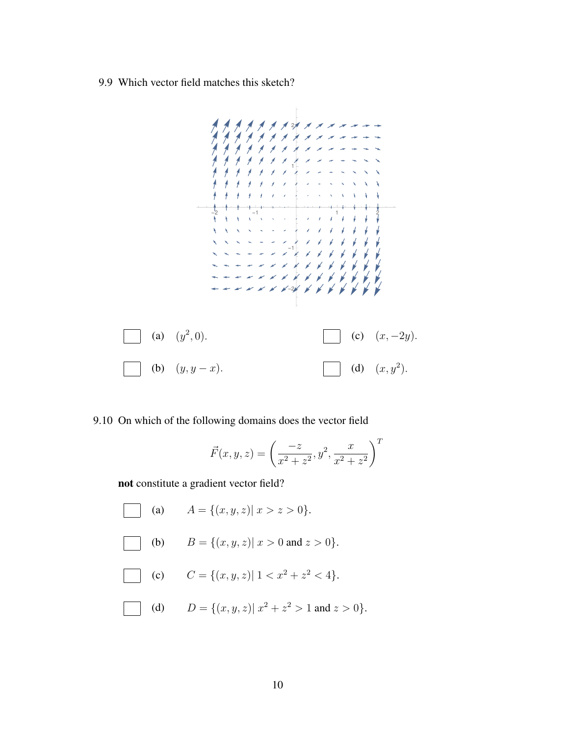9.9 Which vector field matches this sketch?

- ☐ (a) $(y^2, 0)$.
- ☐ (b) $(y, y - x)$.
- ☐ (c) $(x, -2y)$.
- ☐ (d) $(x, y^2)$.

9.10 On which of the following domains does the vector field

$$\vec{F}(x, y, z) = \left( \frac{-z}{x^2 + z^2}, y^2, \frac{x}{x^2 + z^2} \right)^T$$

**not** constitute a gradient vector field?

- ☐ (a) $A = \{(x, y, z) | \; x > z > 0\}$.
- ☐ (b) $B = \{(x, y, z) | \; x > 0 \text{ and } z > 0\}$.
- ☐ (c) $C = \{(x, y, z) | \; 1 < x^2 + z^2 < 4\}$.
- ☐ (d) $D = \{(x, y, z) | \; x^2 + z^2 > 1 \text{ and } z > 0\}$.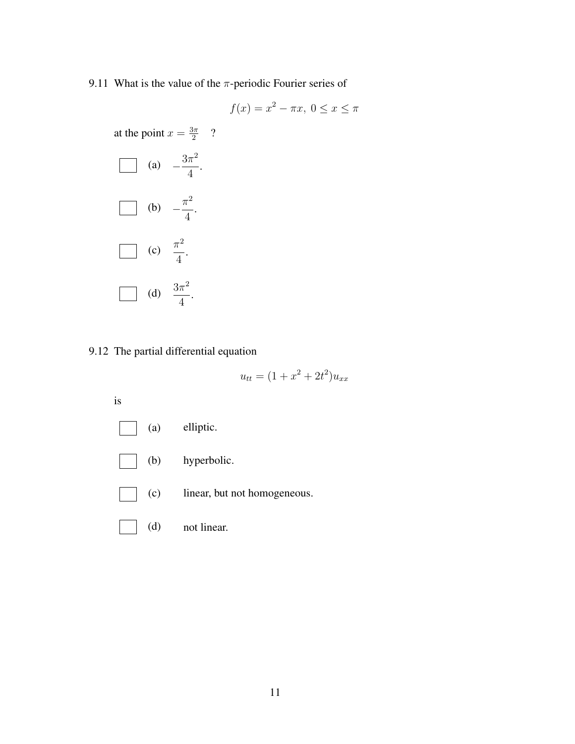9.11 What is the value of the $\pi$-periodic Fourier series of

$$f(x) = x^2 - \pi x,\ 0 \leq x \leq \pi$$

at the point $x = \frac{3\pi}{2}$ ?

☐ (a) $-\dfrac{3\pi^2}{4}$.

☐ (b) $-\dfrac{\pi^2}{4}$.

☐ (c) $\dfrac{\pi^2}{4}$.

☐ (d) $\dfrac{3\pi^2}{4}$.

9.12 The partial differential equation

$$u_{tt} = (1 + x^2 + 2t^2)u_{xx}$$

is

☐ (a) elliptic.

☐ (b) hyperbolic.

☐ (c) linear, but not homogeneous.

☐ (d) not linear.